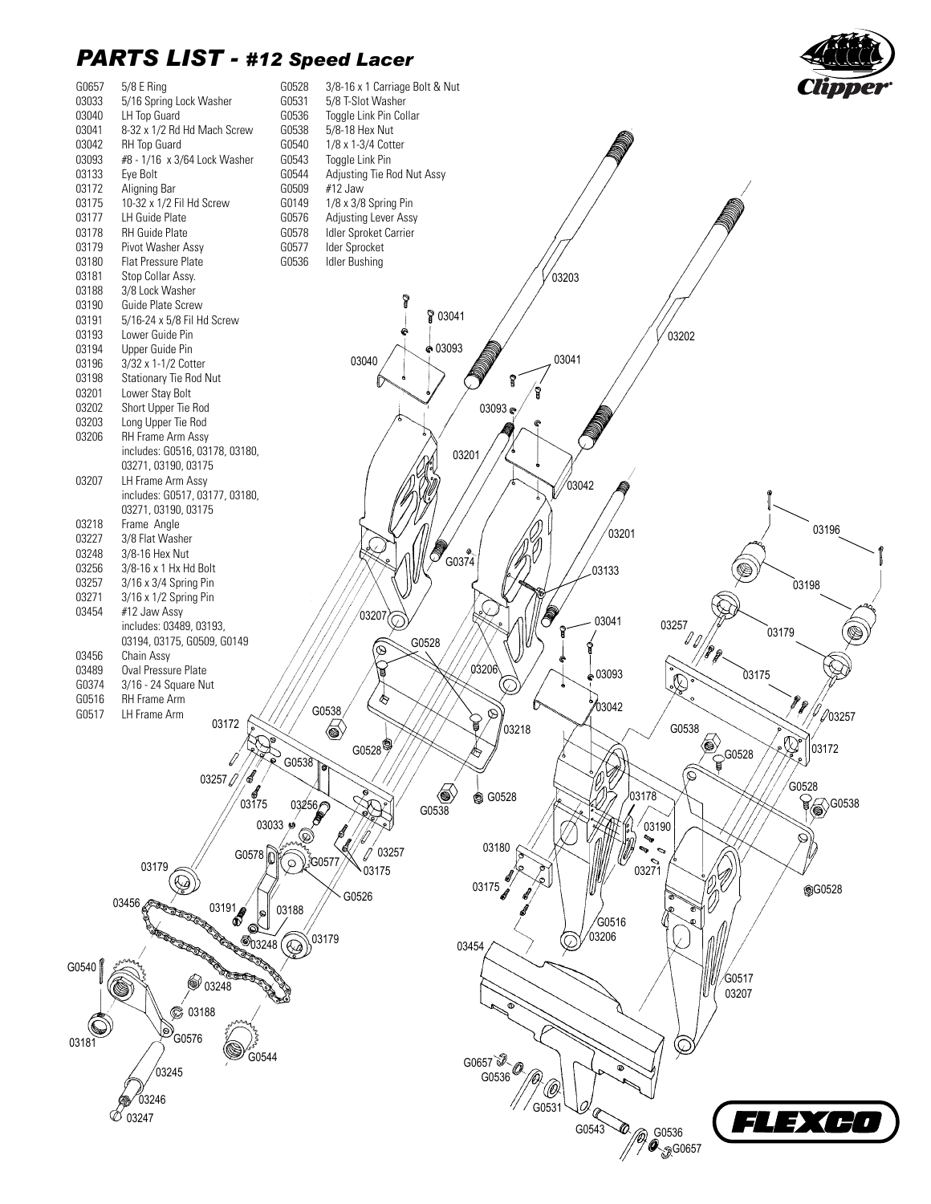# PARTS LIST - #12 Speed Lacer

| Part No. | Description |
|---|---|
| G0657 | 5/8 E Ring |
| 03033 | 5/16 Spring Lock Washer |
| 03040 | LH Top Guard |
| 03041 | 8-32 x 1/2 Rd Hd Mach Screw |
| 03042 | RH Top Guard |
| 03093 | #8 - 1/16 x 3/64 Lock Washer |
| 03133 | Eye Bolt |
| 03172 | Aligning Bar |
| 03175 | 10-32 x 1/2 Fil Hd Screw |
| 03177 | LH Guide Plate |
| 03178 | RH Guide Plate |
| 03179 | Pivot Washer Assy |
| 03180 | Flat Pressure Plate |
| 03181 | Stop Collar Assy. |
| 03188 | 3/8 Lock Washer |
| 03190 | Guide Plate Screw |
| 03191 | 5/16-24 x 5/8 Fil Hd Screw |
| 03193 | Lower Guide Pin |
| 03194 | Upper Guide Pin |
| 03196 | 3/32 x 1-1/2 Cotter |
| 03198 | Stationary Tie Rod Nut |
| 03201 | Lower Stay Bolt |
| 03202 | Short Upper Tie Rod |
| 03203 | Long Upper Tie Rod |
| 03206 | RH Frame Arm Assy includes: G0516, 03178, 03180, 03271, 03190, 03175 |
| 03207 | LH Frame Arm Assy includes: G0517, 03177, 03180, 03271, 03190, 03175 |
| 03218 | Frame Angle |
| 03227 | 3/8 Flat Washer |
| 03248 | 3/8-16 Hex Nut |
| 03256 | 3/8-16 x 1 Hx Hd Bolt |
| 03257 | 3/16 x 3/4 Spring Pin |
| 03271 | 3/16 x 1/2 Spring Pin |
| 03454 | #12 Jaw Assy includes: 03489, 03193, 03194, 03175, G0509, G0149 |
| 03456 | Chain Assy |
| 03489 | Oval Pressure Plate |
| G0374 | 3/16 - 24 Square Nut |
| G0516 | RH Frame Arm |
| G0517 | LH Frame Arm |
| G0528 | 3/8-16 x 1 Carriage Bolt & Nut |
| G0531 | 5/8 T-Slot Washer |
| G0536 | Toggle Link Pin Collar |
| G0538 | 5/8-18 Hex Nut |
| G0540 | 1/8 x 1-3/4 Cotter |
| G0543 | Toggle Link Pin |
| G0544 | Adjusting Tie Rod Nut Assy |
| G0509 | #12 Jaw |
| G0149 | 1/8 x 3/8 Spring Pin |
| G0576 | Adjusting Lever Assy |
| G0578 | Idler Sproket Carrier |
| G0577 | Ider Sprocket |
| G0536 | Idler Bushing |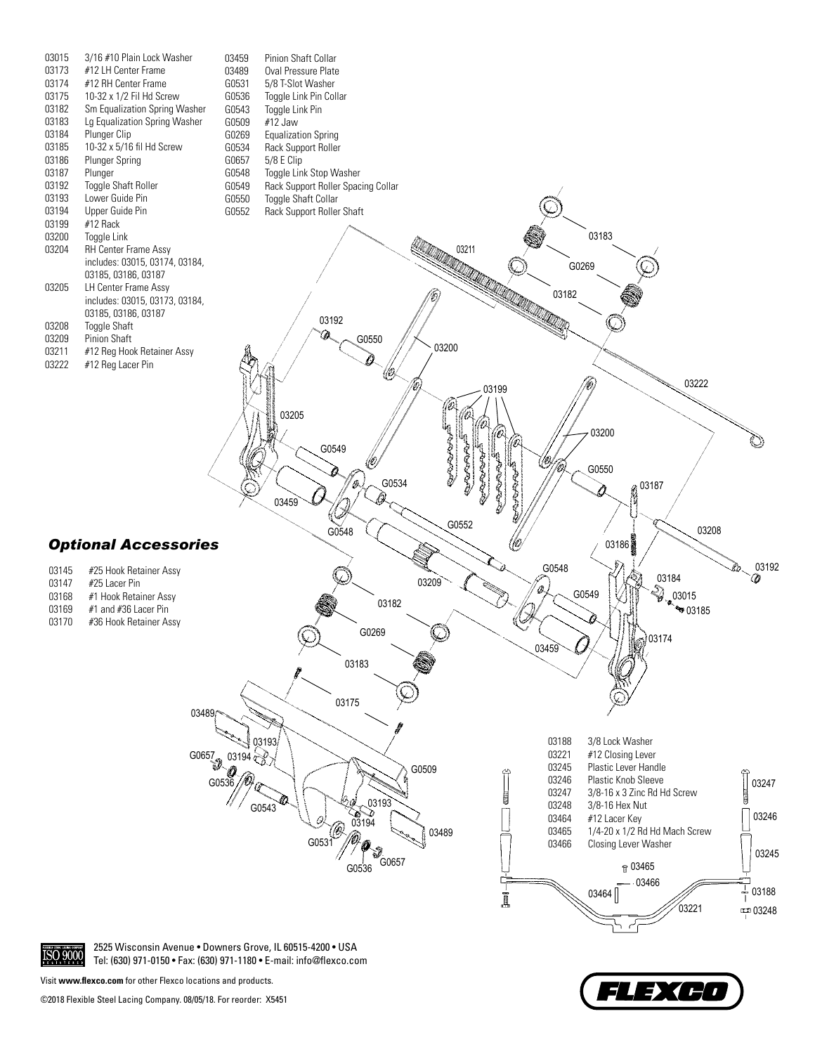| | |
|---|---|
| 03015 | 3/16 #10 Plain Lock Washer |
| 03173 | #12 LH Center Frame |
| 03174 | #12 RH Center Frame |
| 03175 | 10-32 x 1/2 Fil Hd Screw |
| 03182 | Sm Equalization Spring Washer |
| 03183 | Lg Equalization Spring Washer |
| 03184 | Plunger Clip |
| 03185 | 10-32 x 5/16 fil Hd Screw |
| 03186 | Plunger Spring |
| 03187 | Plunger |
| 03192 | Toggle Shaft Roller |
| 03193 | Lower Guide Pin |
| 03194 | Upper Guide Pin |
| 03199 | #12 Rack |
| 03200 | Toggle Link |
| 03204 | RH Center Frame Assy includes: 03015, 03174, 03184, 03185, 03186, 03187 |
| 03205 | LH Center Frame Assy includes: 03015, 03173, 03184, 03185, 03186, 03187 |
| 03208 | Toggle Shaft |
| 03209 | Pinion Shaft |
| 03211 | #12 Reg Hook Retainer Assy |
| 03222 | #12 Reg Lacer Pin |
| 03459 | Pinion Shaft Collar |
| 03489 | Oval Pressure Plate |
| G0531 | 5/8 T-Slot Washer |
| G0536 | Toggle Link Pin Collar |
| G0543 | Toggle Link Pin |
| G0509 | #12 Jaw |
| G0269 | Equalization Spring |
| G0534 | Rack Support Roller |
| G0657 | 5/8 E Clip |
| G0548 | Toggle Link Stop Washer |
| G0549 | Rack Support Roller Spacing Collar |
| G0550 | Toggle Shaft Collar |
| G0552 | Rack Support Roller Shaft |

### *Optional Accessories*

| | |
|---|---|
| 03145 | #25 Hook Retainer Assy |
| 03147 | #25 Lacer Pin |
| 03168 | #1 Hook Retainer Assy |
| 03169 | #1 and #36 Lacer Pin |
| 03170 | #36 Hook Retainer Assy |

| | |
|---|---|
| 03188 | 3/8 Lock Washer |
| 03221 | #12 Closing Lever |
| 03245 | Plastic Lever Handle |
| 03246 | Plastic Knob Sleeve |
| 03247 | 3/8-16 x 3 Zinc Rd Hd Screw |
| 03248 | 3/8-16 Hex Nut |
| 03464 | #12 Lacer Key |
| 03465 | 1/4-20 x 1/2 Rd Hd Mach Screw |
| 03466 | Closing Lever Washer |

2525 Wisconsin Avenue • Downers Grove, IL 60515-4200 • USA
Tel: (630) 971-0150 • Fax: (630) 971-1180 • E-mail: info@flexco.com

Visit **www.flexco.com** for other Flexco locations and products.

©2018 Flexible Steel Lacing Company. 08/05/18. For reorder: X5451

FLEXCO